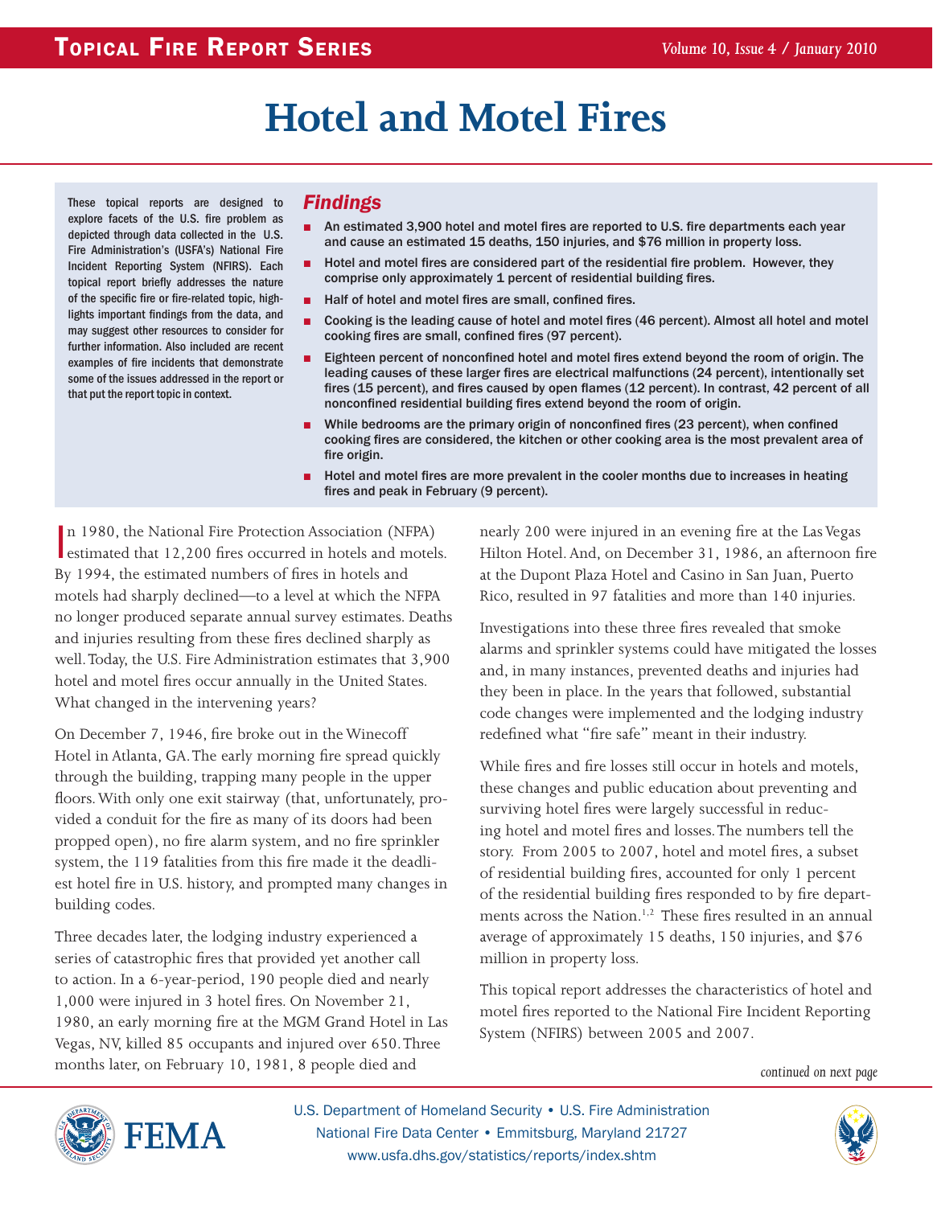# Hotel and Motel Fires

These topical reports are designed to explore facets of the U.S. fire problem as depicted through data collected in the U.S. Fire Administration's (USFA's) National Fire Incident Reporting System (NFIRS). Each topical report briefly addresses the nature of the specific fire or fire-related topic, highlights important findings from the data, and may suggest other resources to consider for further information. Also included are recent examples of fire incidents that demonstrate some of the issues addressed in the report or that put the report topic in context.

## Findings

- An estimated 3,900 hotel and motel fires are reported to U.S. fire departments each year and cause an estimated 15 deaths, 150 injuries, and $76 million in property loss.
- Hotel and motel fires are considered part of the residential fire problem. However, they comprise only approximately 1 percent of residential building fires.
- Half of hotel and motel fires are small, confined fires.
- Cooking is the leading cause of hotel and motel fires (46 percent). Almost all hotel and motel cooking fires are small, confined fires (97 percent).
- Eighteen percent of nonconfined hotel and motel fires extend beyond the room of origin. The leading causes of these larger fires are electrical malfunctions (24 percent), intentionally set fires (15 percent), and fires caused by open flames (12 percent). In contrast, 42 percent of all nonconfined residential building fires extend beyond the room of origin.
- While bedrooms are the primary origin of nonconfined fires (23 percent), when confined cooking fires are considered, the kitchen or other cooking area is the most prevalent area of fire origin.
- Hotel and motel fires are more prevalent in the cooler months due to increases in heating fires and peak in February (9 percent).

In 1980, the National Fire Protection Association (NFPA) estimated that 12,200 fires occurred in hotels and motels. By 1994, the estimated numbers of fires in hotels and motels had sharply declined—to a level at which the NFPA no longer produced separate annual survey estimates. Deaths and injuries resulting from these fires declined sharply as well. Today, the U.S. Fire Administration estimates that 3,900 hotel and motel fires occur annually in the United States. What changed in the intervening years?

On December 7, 1946, fire broke out in the Winecoff Hotel in Atlanta, GA. The early morning fire spread quickly through the building, trapping many people in the upper floors. With only one exit stairway (that, unfortunately, provided a conduit for the fire as many of its doors had been propped open), no fire alarm system, and no fire sprinkler system, the 119 fatalities from this fire made it the deadliest hotel fire in U.S. history, and prompted many changes in building codes.

Three decades later, the lodging industry experienced a series of catastrophic fires that provided yet another call to action. In a 6-year-period, 190 people died and nearly 1,000 were injured in 3 hotel fires. On November 21, 1980, an early morning fire at the MGM Grand Hotel in Las Vegas, NV, killed 85 occupants and injured over 650. Three months later, on February 10, 1981, 8 people died and nearly 200 were injured in an evening fire at the Las Vegas Hilton Hotel. And, on December 31, 1986, an afternoon fire at the Dupont Plaza Hotel and Casino in San Juan, Puerto Rico, resulted in 97 fatalities and more than 140 injuries.

Investigations into these three fires revealed that smoke alarms and sprinkler systems could have mitigated the losses and, in many instances, prevented deaths and injuries had they been in place. In the years that followed, substantial code changes were implemented and the lodging industry redefined what "fire safe" meant in their industry.

While fires and fire losses still occur in hotels and motels, these changes and public education about preventing and surviving hotel fires were largely successful in reducing hotel and motel fires and losses. The numbers tell the story. From 2005 to 2007, hotel and motel fires, a subset of residential building fires, accounted for only 1 percent of the residential building fires responded to by fire departments across the Nation.[1,2] These fires resulted in an annual average of approximately 15 deaths, 150 injuries, and $76 million in property loss.

This topical report addresses the characteristics of hotel and motel fires reported to the National Fire Incident Reporting System (NFIRS) between 2005 and 2007.

*continued on next page*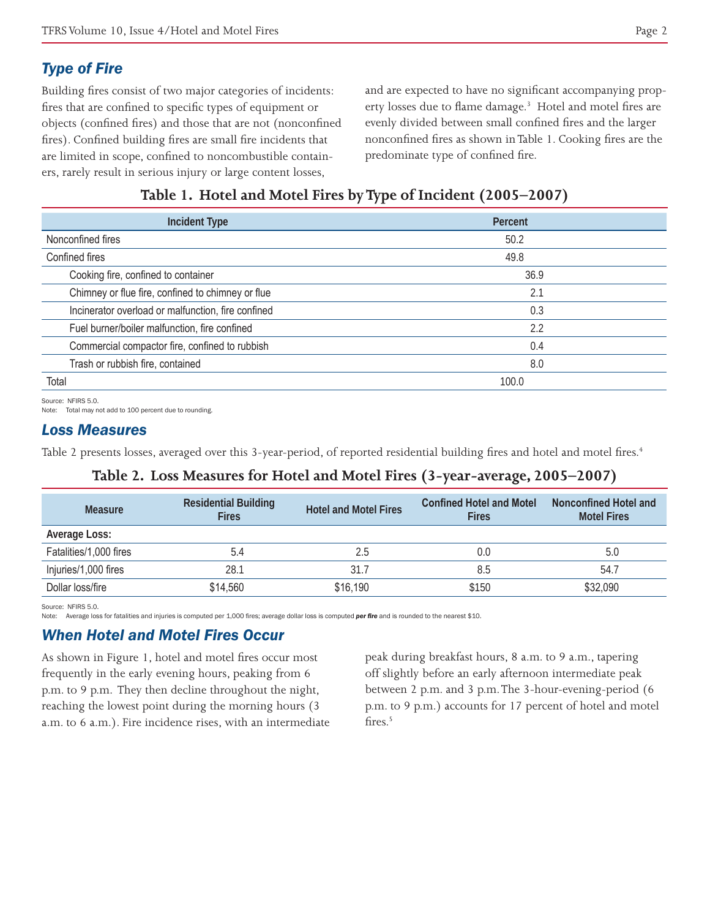## Type of Fire

Building fires consist of two major categories of incidents: fires that are confined to specific types of equipment or objects (confined fires) and those that are not (nonconfined fires). Confined building fires are small fire incidents that are limited in scope, confined to noncombustible containers, rarely result in serious injury or large content losses, and are expected to have no significant accompanying property losses due to flame damage.[3] Hotel and motel fires are evenly divided between small confined fires and the larger nonconfined fires as shown in Table 1. Cooking fires are the predominate type of confined fire.

**Table 1. Hotel and Motel Fires by Type of Incident (2005–2007)**

| Incident Type | Percent |
|---|---|
| Nonconfined fires | 50.2 |
| Confined fires | 49.8 |
| Cooking fire, confined to container | 36.9 |
| Chimney or flue fire, confined to chimney or flue | 2.1 |
| Incinerator overload or malfunction, fire confined | 0.3 |
| Fuel burner/boiler malfunction, fire confined | 2.2 |
| Commercial compactor fire, confined to rubbish | 0.4 |
| Trash or rubbish fire, contained | 8.0 |
| Total | 100.0 |

Source: NFIRS 5.0.
Note: Total may not add to 100 percent due to rounding.

## Loss Measures

Table 2 presents losses, averaged over this 3-year-period, of reported residential building fires and hotel and motel fires.[4]

**Table 2. Loss Measures for Hotel and Motel Fires (3-year-average, 2005–2007)**

| Measure | Residential Building Fires | Hotel and Motel Fires | Confined Hotel and Motel Fires | Nonconfined Hotel and Motel Fires |
|---|---|---|---|---|
| **Average Loss:** | | | | |
| Fatalities/1,000 fires | 5.4 | 2.5 | 0.0 | 5.0 |
| Injuries/1,000 fires | 28.1 | 31.7 | 8.5 | 54.7 |
| Dollar loss/fire | $14,560 | $16,190 | $150 | $32,090 |

Source: NFIRS 5.0.
Note: Average loss for fatalities and injuries is computed per 1,000 fires; average dollar loss is computed ***per fire*** and is rounded to the nearest $10.

## When Hotel and Motel Fires Occur

As shown in Figure 1, hotel and motel fires occur most frequently in the early evening hours, peaking from 6 p.m. to 9 p.m. They then decline throughout the night, reaching the lowest point during the morning hours (3 a.m. to 6 a.m.). Fire incidence rises, with an intermediate peak during breakfast hours, 8 a.m. to 9 a.m., tapering off slightly before an early afternoon intermediate peak between 2 p.m. and 3 p.m. The 3-hour-evening-period (6 p.m. to 9 p.m.) accounts for 17 percent of hotel and motel fires.[5]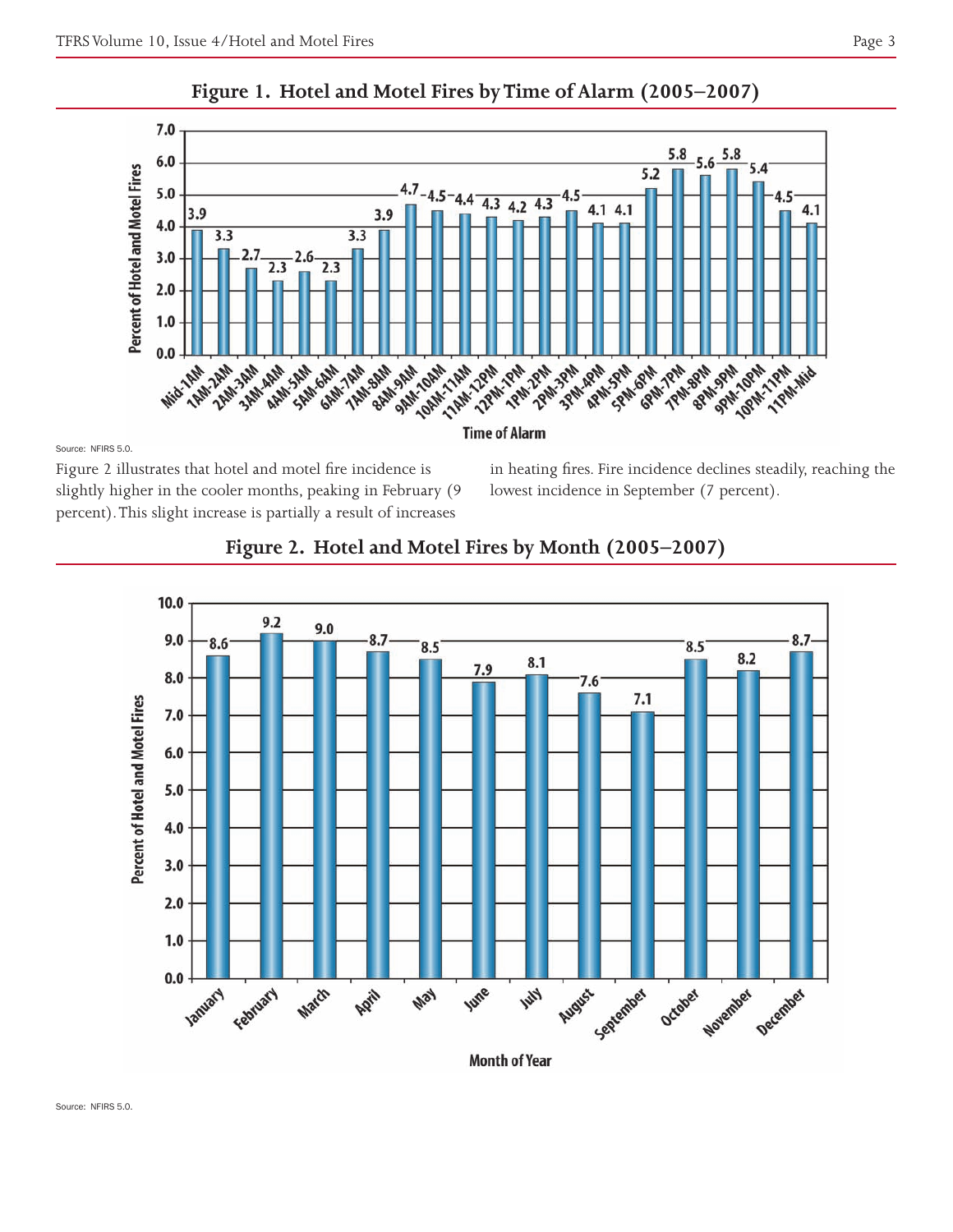## Figure 1. Hotel and Motel Fires by Time of Alarm (2005–2007)

| Time of Alarm | Percent of Hotel and Motel Fires |
|---|---|
| Mid-1AM | 3.9 |
| 1AM-2AM | 3.3 |
| 2AM-3AM | 2.7 |
| 3AM-4AM | 2.3 |
| 4AM-5AM | 2.6 |
| 5AM-6AM | 2.3 |
| 6AM-7AM | 3.3 |
| 7AM-8AM | 3.9 |
| 8AM-9AM | 4.7 |
| 9AM-10AM | 4.5 |
| 10AM-11AM | 4.4 |
| 11AM-12PM | 4.3 |
| 12PM-1PM | 4.2 |
| 1PM-2PM | 4.3 |
| 2PM-3PM | 4.5 |
| 3PM-4PM | 4.1 |
| 4PM-5PM | 4.1 |
| 5PM-6PM | 5.2 |
| 6PM-7PM | 5.8 |
| 7PM-8PM | 5.6 |
| 8PM-9PM | 5.8 |
| 9PM-10PM | 5.4 |
| 10PM-11PM | 4.5 |
| 11PM-Mid | 4.1 |

Source: NFIRS 5.0.

Figure 2 illustrates that hotel and motel fire incidence is slightly higher in the cooler months, peaking in February (9 percent). This slight increase is partially a result of increases in heating fires. Fire incidence declines steadily, reaching the lowest incidence in September (7 percent).

## Figure 2. Hotel and Motel Fires by Month (2005–2007)

| Month of Year | Percent of Hotel and Motel Fires |
|---|---|
| January | 8.6 |
| February | 9.2 |
| March | 9.0 |
| April | 8.7 |
| May | 8.5 |
| June | 7.9 |
| July | 8.1 |
| August | 7.6 |
| September | 7.1 |
| October | 8.5 |
| November | 8.2 |
| December | 8.7 |

Source: NFIRS 5.0.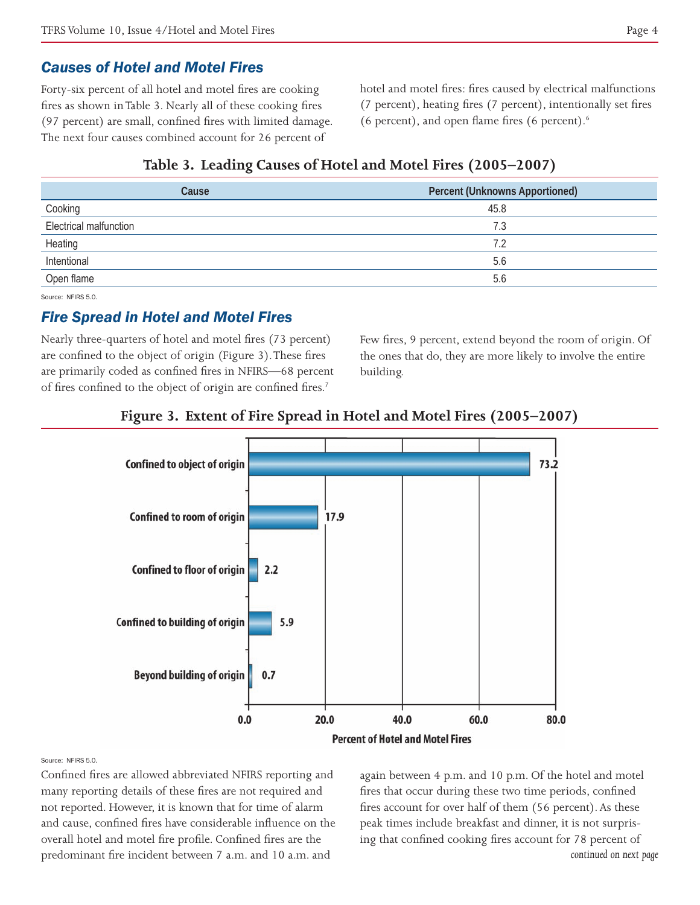## Causes of Hotel and Motel Fires

Forty-six percent of all hotel and motel fires are cooking fires as shown in Table 3. Nearly all of these cooking fires (97 percent) are small, confined fires with limited damage. The next four causes combined account for 26 percent of hotel and motel fires: fires caused by electrical malfunctions (7 percent), heating fires (7 percent), intentionally set fires (6 percent), and open flame fires (6 percent).[6]

**Table 3. Leading Causes of Hotel and Motel Fires (2005–2007)**

| Cause | Percent (Unknowns Apportioned) |
|---|---|
| Cooking | 45.8 |
| Electrical malfunction | 7.3 |
| Heating | 7.2 |
| Intentional | 5.6 |
| Open flame | 5.6 |

Source: NFIRS 5.0.

## Fire Spread in Hotel and Motel Fires

Nearly three-quarters of hotel and motel fires (73 percent) are confined to the object of origin (Figure 3). These fires are primarily coded as confined fires in NFIRS—68 percent of fires confined to the object of origin are confined fires.[7]

Few fires, 9 percent, extend beyond the room of origin. Of the ones that do, they are more likely to involve the entire building.

**Figure 3. Extent of Fire Spread in Hotel and Motel Fires (2005–2007)**

| Extent of Fire Spread | Percent of Hotel and Motel Fires |
|---|---|
| Confined to object of origin | 73.2 |
| Confined to room of origin | 17.9 |
| Confined to floor of origin | 2.2 |
| Confined to building of origin | 5.9 |
| Beyond building of origin | 0.7 |

Source: NFIRS 5.0.

Confined fires are allowed abbreviated NFIRS reporting and many reporting details of these fires are not required and not reported. However, it is known that for time of alarm and cause, confined fires have considerable influence on the overall hotel and motel fire profile. Confined fires are the predominant fire incident between 7 a.m. and 10 a.m. and again between 4 p.m. and 10 p.m. Of the hotel and motel fires that occur during these two time periods, confined fires account for over half of them (56 percent). As these peak times include breakfast and dinner, it is not surprising that confined cooking fires account for 78 percent of

*continued on next page*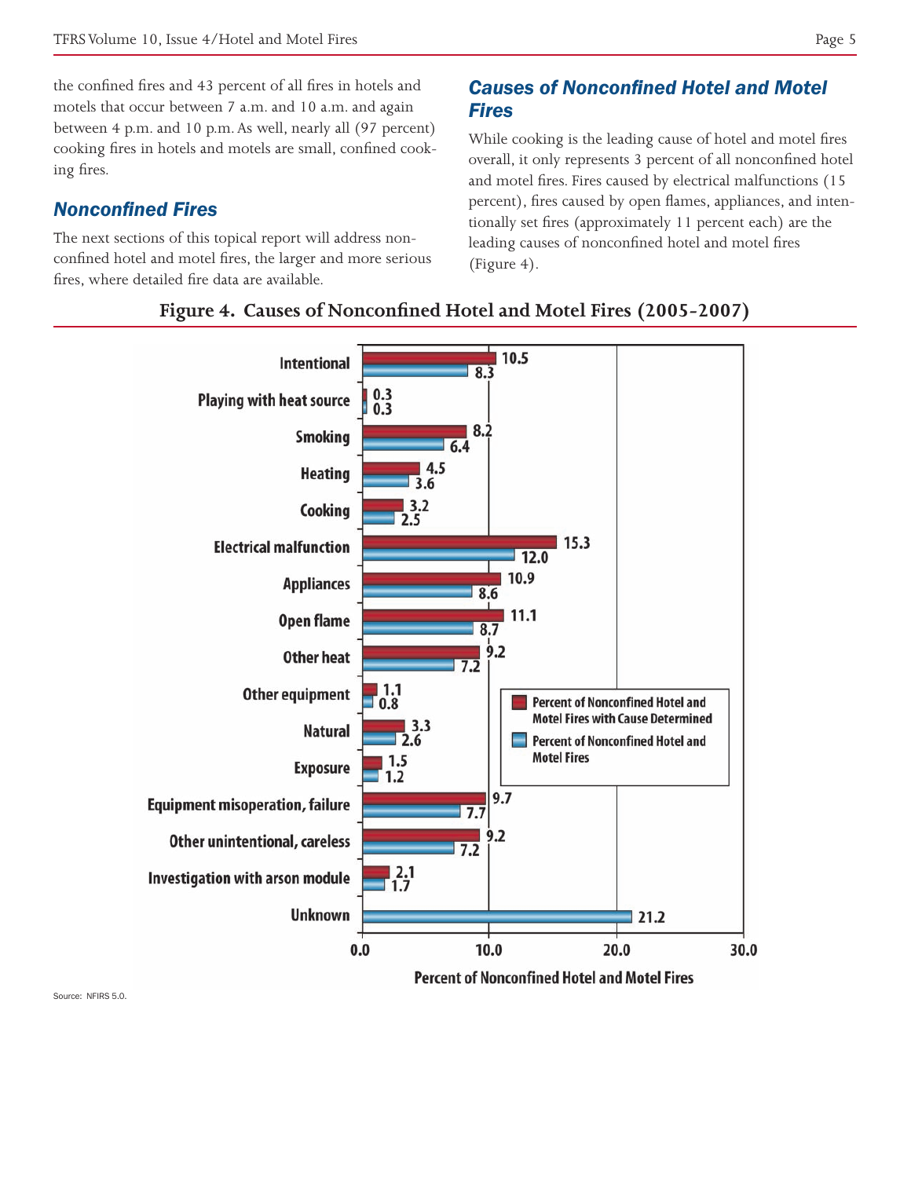the confined fires and 43 percent of all fires in hotels and motels that occur between 7 a.m. and 10 a.m. and again between 4 p.m. and 10 p.m. As well, nearly all (97 percent) cooking fires in hotels and motels are small, confined cooking fires.

## Nonconfined Fires

The next sections of this topical report will address nonconfined hotel and motel fires, the larger and more serious fires, where detailed fire data are available.

## Causes of Nonconfined Hotel and Motel Fires

While cooking is the leading cause of hotel and motel fires overall, it only represents 3 percent of all nonconfined hotel and motel fires. Fires caused by electrical malfunctions (15 percent), fires caused by open flames, appliances, and intentionally set fires (approximately 11 percent each) are the leading causes of nonconfined hotel and motel fires (Figure 4).

**Figure 4. Causes of Nonconfined Hotel and Motel Fires (2005-2007)**

| Cause | Percent of Nonconfined Hotel and Motel Fires with Cause Determined | Percent of Nonconfined Hotel and Motel Fires |
|---|---|---|
| Intentional | 10.5 | 8.3 |
| Playing with heat source | 0.3 | 0.3 |
| Smoking | 8.2 | 6.4 |
| Heating | 4.5 | 3.6 |
| Cooking | 3.2 | 2.5 |
| Electrical malfunction | 15.3 | 12.0 |
| Appliances | 10.9 | 8.6 |
| Open flame | 11.1 | 8.7 |
| Other heat | 9.2 | 7.2 |
| Other equipment | 1.1 | 0.8 |
| Natural | 3.3 | 2.6 |
| Exposure | 1.5 | 1.2 |
| Equipment misoperation, failure | 9.7 | 7.7 |
| Other unintentional, careless | 9.2 | 7.2 |
| Investigation with arson module | 2.1 | 1.7 |
| Unknown | | 21.2 |

Percent of Nonconfined Hotel and Motel Fires

Source: NFIRS 5.0.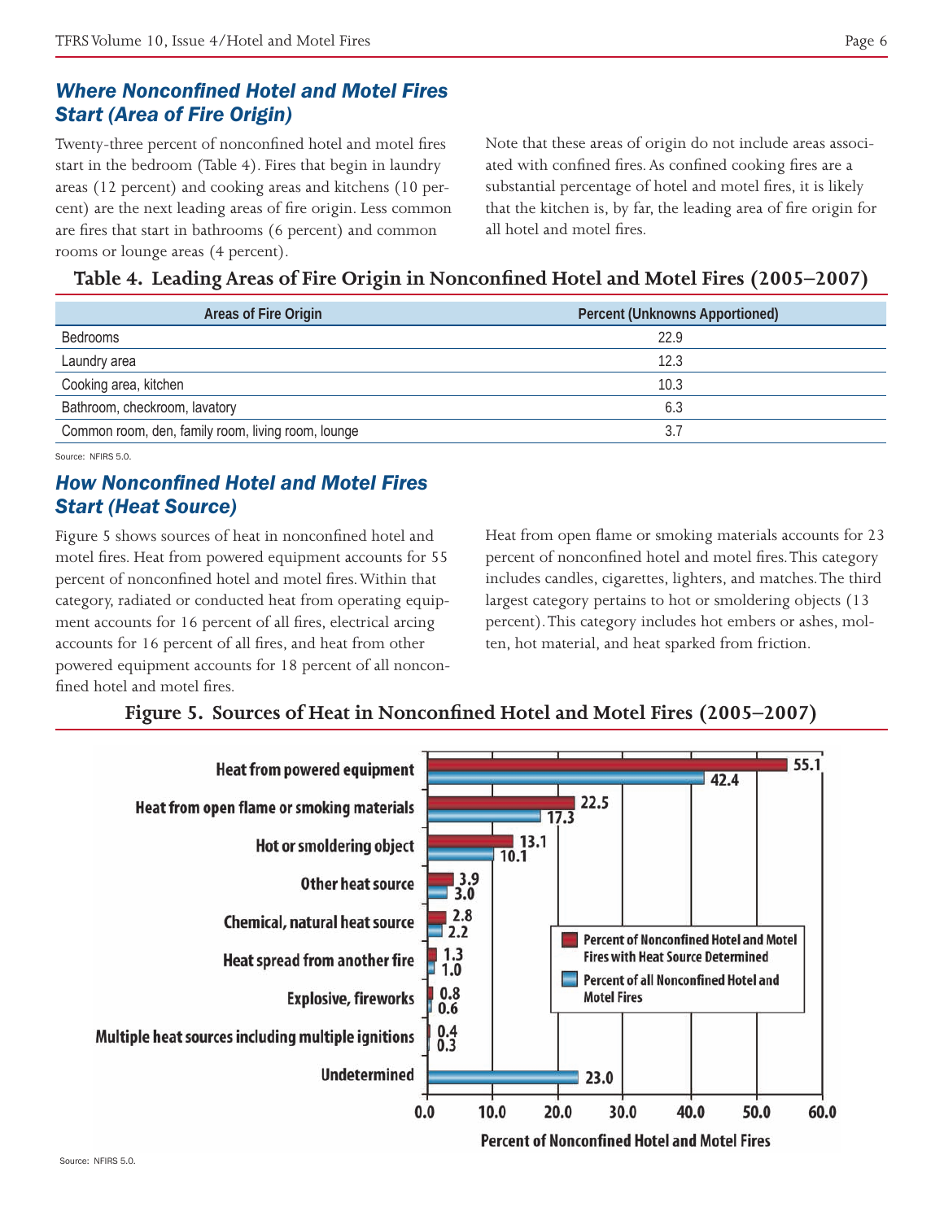## Where Nonconfined Hotel and Motel Fires Start (Area of Fire Origin)

Twenty-three percent of nonconfined hotel and motel fires start in the bedroom (Table 4). Fires that begin in laundry areas (12 percent) and cooking areas and kitchens (10 percent) are the next leading areas of fire origin. Less common are fires that start in bathrooms (6 percent) and common rooms or lounge areas (4 percent).

Note that these areas of origin do not include areas associated with confined fires. As confined cooking fires are a substantial percentage of hotel and motel fires, it is likely that the kitchen is, by far, the leading area of fire origin for all hotel and motel fires.

**Table 4. Leading Areas of Fire Origin in Nonconfined Hotel and Motel Fires (2005–2007)**

| Areas of Fire Origin | Percent (Unknowns Apportioned) |
|---|---|
| Bedrooms | 22.9 |
| Laundry area | 12.3 |
| Cooking area, kitchen | 10.3 |
| Bathroom, checkroom, lavatory | 6.3 |
| Common room, den, family room, living room, lounge | 3.7 |

Source: NFIRS 5.0.

## How Nonconfined Hotel and Motel Fires Start (Heat Source)

Figure 5 shows sources of heat in nonconfined hotel and motel fires. Heat from powered equipment accounts for 55 percent of nonconfined hotel and motel fires. Within that category, radiated or conducted heat from operating equipment accounts for 16 percent of all fires, electrical arcing accounts for 16 percent of all fires, and heat from other powered equipment accounts for 18 percent of all nonconfined hotel and motel fires.

Heat from open flame or smoking materials accounts for 23 percent of nonconfined hotel and motel fires. This category includes candles, cigarettes, lighters, and matches. The third largest category pertains to hot or smoldering objects (13 percent). This category includes hot embers or ashes, molten, hot material, and heat sparked from friction.

**Figure 5. Sources of Heat in Nonconfined Hotel and Motel Fires (2005–2007)**

| Heat Source | Percent of Nonconfined Hotel and Motel Fires with Heat Source Determined | Percent of all Nonconfined Hotel and Motel Fires |
|---|---|---|
| Heat from powered equipment | 55.1 | 42.4 |
| Heat from open flame or smoking materials | 22.5 | 17.3 |
| Hot or smoldering object | 13.1 | 10.1 |
| Other heat source | 3.9 | 3.0 |
| Chemical, natural heat source | 2.8 | 2.2 |
| Heat spread from another fire | 1.3 | 1.0 |
| Explosive, fireworks | 0.8 | 0.6 |
| Multiple heat sources including multiple ignitions | 0.4 | 0.3 |
| Undetermined | | 23.0 |

Percent of Nonconfined Hotel and Motel Fires

Source: NFIRS 5.0.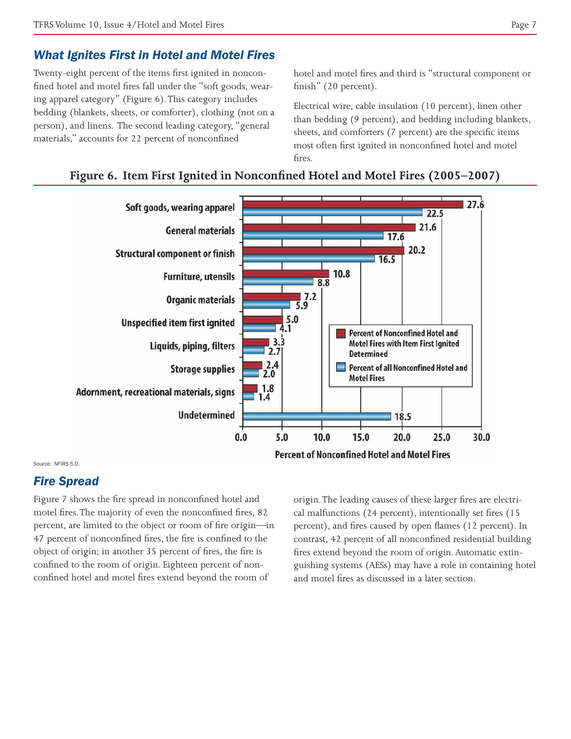## What Ignites First in Hotel and Motel Fires

Twenty-eight percent of the items first ignited in nonconfined hotel and motel fires fall under the "soft goods, wearing apparel category" (Figure 6). This category includes bedding (blankets, sheets, or comforter), clothing (not on a person), and linens. The second leading category, "general materials," accounts for 22 percent of nonconfined hotel and motel fires and third is "structural component or finish" (20 percent).

Electrical wire, cable insulation (10 percent), linen other than bedding (9 percent), and bedding including blankets, sheets, and comforters (7 percent) are the specific items most often first ignited in nonconfined hotel and motel fires.

**Figure 6. Item First Ignited in Nonconfined Hotel and Motel Fires (2005–2007)**

| Item First Ignited | Percent of Nonconfined Hotel and Motel Fires with Item First Ignited Determined | Percent of all Nonconfined Hotel and Motel Fires |
|---|---|---|
| Soft goods, wearing apparel | 27.6 | 22.5 |
| General materials | 21.6 | 17.6 |
| Structural component or finish | 20.2 | 16.5 |
| Furniture, utensils | 10.8 | 8.8 |
| Organic materials | 7.2 | 5.9 |
| Unspecified item first ignited | 5.0 | 4.1 |
| Liquids, piping, filters | 3.3 | 2.7 |
| Storage supplies | 2.4 | 2.0 |
| Adornment, recreational materials, signs | 1.8 | 1.4 |
| Undetermined | | 18.5 |

Percent of Nonconfined Hotel and Motel Fires

Source: NFIRS 5.0.

## Fire Spread

Figure 7 shows the fire spread in nonconfined hotel and motel fires. The majority of even the nonconfined fires, 82 percent, are limited to the object or room of fire origin—in 47 percent of nonconfined fires, the fire is confined to the object of origin; in another 35 percent of fires, the fire is confined to the room of origin. Eighteen percent of nonconfined hotel and motel fires extend beyond the room of origin. The leading causes of these larger fires are electrical malfunctions (24 percent), intentionally set fires (15 percent), and fires caused by open flames (12 percent). In contrast, 42 percent of all nonconfined residential building fires extend beyond the room of origin. Automatic extinguishing systems (AESs) may have a role in containing hotel and motel fires as discussed in a later section.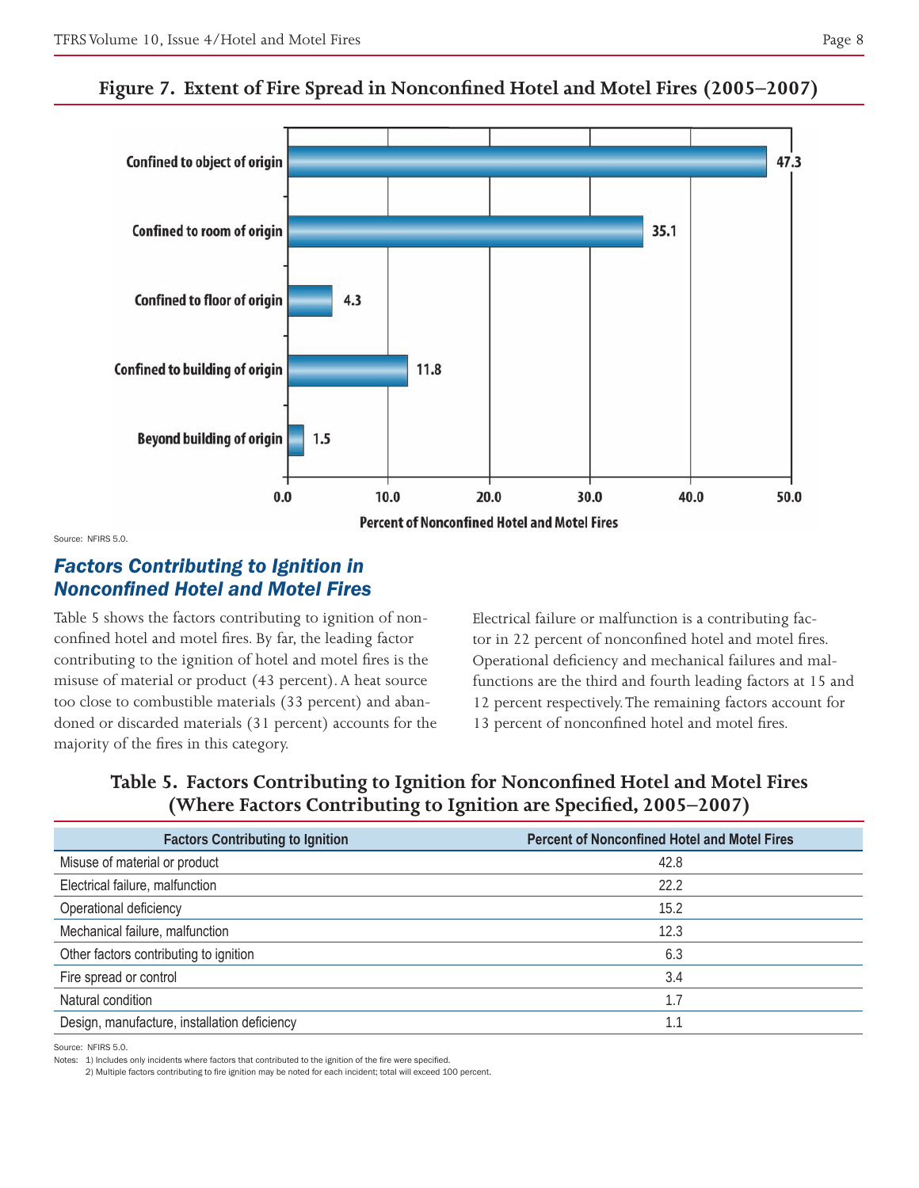**Figure 7. Extent of Fire Spread in Nonconfined Hotel and Motel Fires (2005–2007)**

| Extent of Fire Spread | Percent of Nonconfined Hotel and Motel Fires |
|---|---|
| Confined to object of origin | 47.3 |
| Confined to room of origin | 35.1 |
| Confined to floor of origin | 4.3 |
| Confined to building of origin | 11.8 |
| Beyond building of origin | 1.5 |

Source: NFIRS 5.0.

## *Factors Contributing to Ignition in Nonconfined Hotel and Motel Fires*

Table 5 shows the factors contributing to ignition of nonconfined hotel and motel fires. By far, the leading factor contributing to the ignition of hotel and motel fires is the misuse of material or product (43 percent). A heat source too close to combustible materials (33 percent) and abandoned or discarded materials (31 percent) accounts for the majority of the fires in this category.

Electrical failure or malfunction is a contributing factor in 22 percent of nonconfined hotel and motel fires. Operational deficiency and mechanical failures and malfunctions are the third and fourth leading factors at 15 and 12 percent respectively. The remaining factors account for 13 percent of nonconfined hotel and motel fires.

**Table 5. Factors Contributing to Ignition for Nonconfined Hotel and Motel Fires (Where Factors Contributing to Ignition are Specified, 2005–2007)**

| Factors Contributing to Ignition | Percent of Nonconfined Hotel and Motel Fires |
|---|---|
| Misuse of material or product | 42.8 |
| Electrical failure, malfunction | 22.2 |
| Operational deficiency | 15.2 |
| Mechanical failure, malfunction | 12.3 |
| Other factors contributing to ignition | 6.3 |
| Fire spread or control | 3.4 |
| Natural condition | 1.7 |
| Design, manufacture, installation deficiency | 1.1 |

Source: NFIRS 5.0.

Notes: 1) Includes only incidents where factors that contributed to the ignition of the fire were specified.
2) Multiple factors contributing to fire ignition may be noted for each incident; total will exceed 100 percent.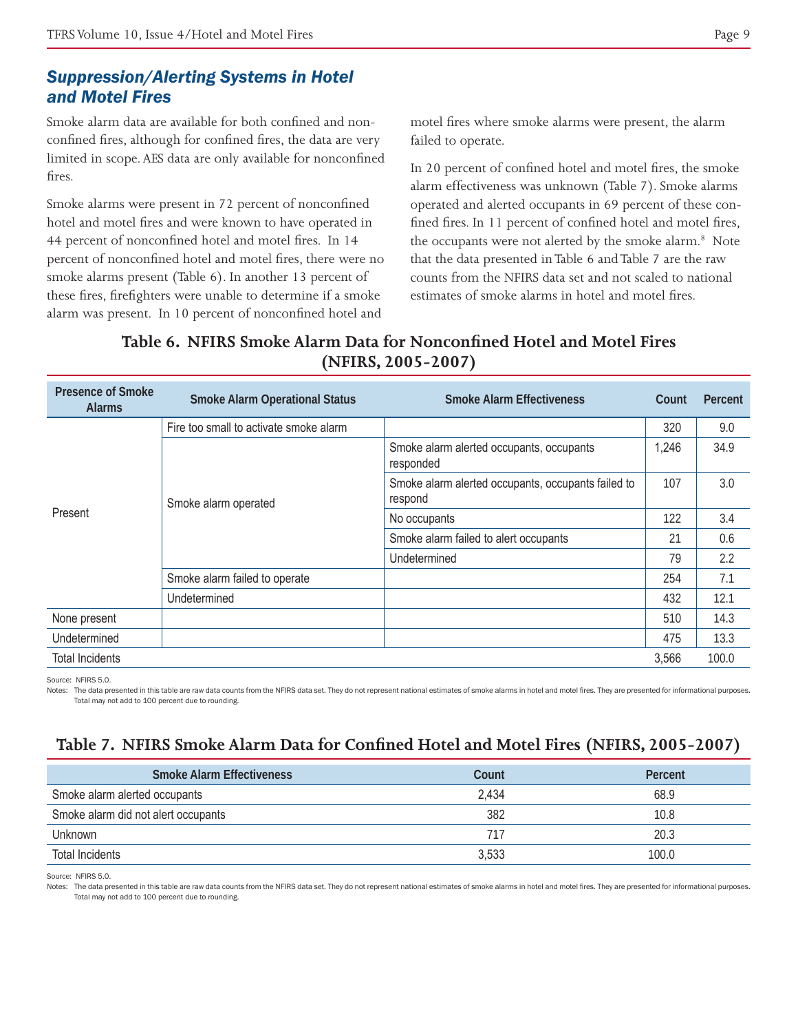## *Suppression/Alerting Systems in Hotel and Motel Fires*

Smoke alarm data are available for both confined and nonconfined fires, although for confined fires, the data are very limited in scope. AES data are only available for nonconfined fires.

Smoke alarms were present in 72 percent of nonconfined hotel and motel fires and were known to have operated in 44 percent of nonconfined hotel and motel fires. In 14 percent of nonconfined hotel and motel fires, there were no smoke alarms present (Table 6). In another 13 percent of these fires, firefighters were unable to determine if a smoke alarm was present. In 10 percent of nonconfined hotel and motel fires where smoke alarms were present, the alarm failed to operate.

In 20 percent of confined hotel and motel fires, the smoke alarm effectiveness was unknown (Table 7). Smoke alarms operated and alerted occupants in 69 percent of these confined fires. In 11 percent of confined hotel and motel fires, the occupants were not alerted by the smoke alarm.[8] Note that the data presented in Table 6 and Table 7 are the raw counts from the NFIRS data set and not scaled to national estimates of smoke alarms in hotel and motel fires.

### Table 6. NFIRS Smoke Alarm Data for Nonconfined Hotel and Motel Fires (NFIRS, 2005-2007)

| Presence of Smoke Alarms | Smoke Alarm Operational Status | Smoke Alarm Effectiveness | Count | Percent |
|---|---|---|---|---|
| Present | Fire too small to activate smoke alarm | | 320 | 9.0 |
| | Smoke alarm operated | Smoke alarm alerted occupants, occupants responded | 1,246 | 34.9 |
| | | Smoke alarm alerted occupants, occupants failed to respond | 107 | 3.0 |
| | | No occupants | 122 | 3.4 |
| | | Smoke alarm failed to alert occupants | 21 | 0.6 |
| | | Undetermined | 79 | 2.2 |
| | Smoke alarm failed to operate | | 254 | 7.1 |
| | Undetermined | | 432 | 12.1 |
| None present | | | 510 | 14.3 |
| Undetermined | | | 475 | 13.3 |
| Total Incidents | | | 3,566 | 100.0 |

Source: NFIRS 5.0.
Notes: The data presented in this table are raw data counts from the NFIRS data set. They do not represent national estimates of smoke alarms in hotel and motel fires. They are presented for informational purposes. Total may not add to 100 percent due to rounding.

### Table 7. NFIRS Smoke Alarm Data for Confined Hotel and Motel Fires (NFIRS, 2005-2007)

| Smoke Alarm Effectiveness | Count | Percent |
|---|---|---|
| Smoke alarm alerted occupants | 2,434 | 68.9 |
| Smoke alarm did not alert occupants | 382 | 10.8 |
| Unknown | 717 | 20.3 |
| Total Incidents | 3,533 | 100.0 |

Source: NFIRS 5.0.
Notes: The data presented in this table are raw data counts from the NFIRS data set. They do not represent national estimates of smoke alarms in hotel and motel fires. They are presented for informational purposes. Total may not add to 100 percent due to rounding.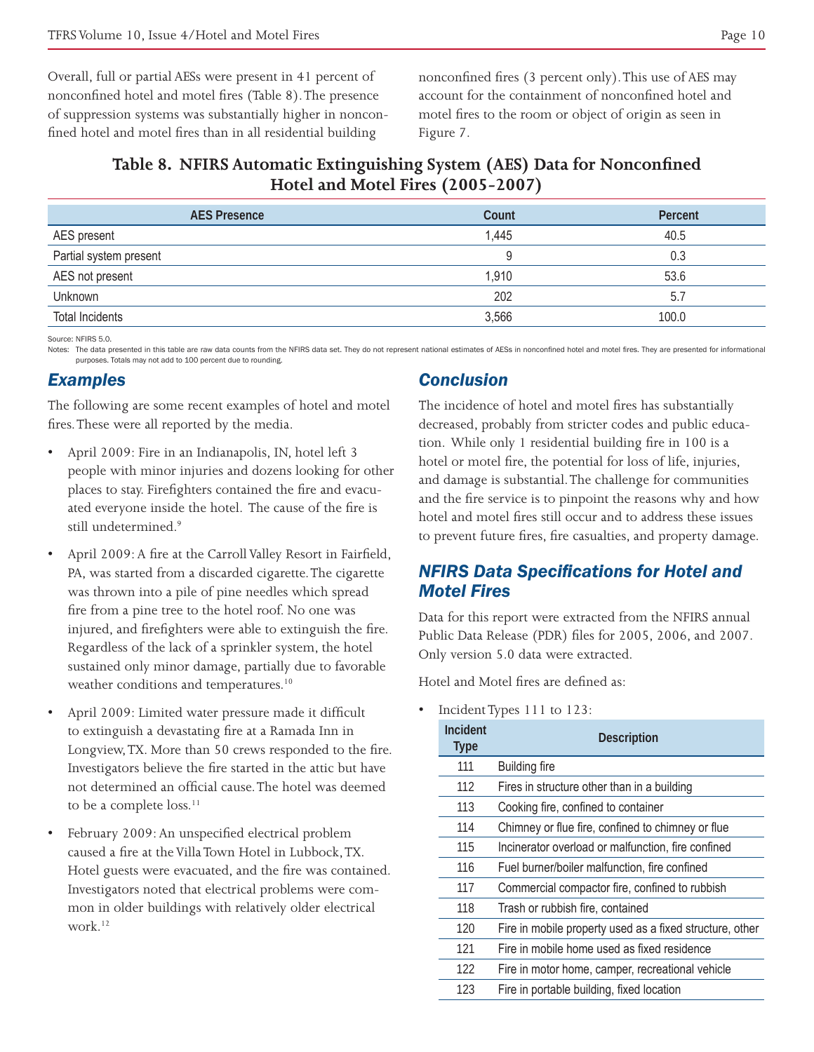Overall, full or partial AESs were present in 41 percent of nonconfined hotel and motel fires (Table 8). The presence of suppression systems was substantially higher in nonconfined hotel and motel fires than in all residential building nonconfined fires (3 percent only). This use of AES may account for the containment of nonconfined hotel and motel fires to the room or object of origin as seen in Figure 7.

**Table 8. NFIRS Automatic Extinguishing System (AES) Data for Nonconfined Hotel and Motel Fires (2005-2007)**

| AES Presence | Count | Percent |
|---|---|---|
| AES present | 1,445 | 40.5 |
| Partial system present | 9 | 0.3 |
| AES not present | 1,910 | 53.6 |
| Unknown | 202 | 5.7 |
| Total Incidents | 3,566 | 100.0 |

Source: NFIRS 5.0.

Notes: The data presented in this table are raw data counts from the NFIRS data set. They do not represent national estimates of AESs in nonconfined hotel and motel fires. They are presented for informational purposes. Totals may not add to 100 percent due to rounding.

## *Examples*

The following are some recent examples of hotel and motel fires. These were all reported by the media.

- April 2009: Fire in an Indianapolis, IN, hotel left 3 people with minor injuries and dozens looking for other places to stay. Firefighters contained the fire and evacuated everyone inside the hotel. The cause of the fire is still undetermined.[9]
- April 2009: A fire at the Carroll Valley Resort in Fairfield, PA, was started from a discarded cigarette. The cigarette was thrown into a pile of pine needles which spread fire from a pine tree to the hotel roof. No one was injured, and firefighters were able to extinguish the fire. Regardless of the lack of a sprinkler system, the hotel sustained only minor damage, partially due to favorable weather conditions and temperatures.[10]
- April 2009: Limited water pressure made it difficult to extinguish a devastating fire at a Ramada Inn in Longview, TX. More than 50 crews responded to the fire. Investigators believe the fire started in the attic but have not determined an official cause. The hotel was deemed to be a complete loss.[11]
- February 2009: An unspecified electrical problem caused a fire at the Villa Town Hotel in Lubbock, TX. Hotel guests were evacuated, and the fire was contained. Investigators noted that electrical problems were common in older buildings with relatively older electrical work.[12]

## *Conclusion*

The incidence of hotel and motel fires has substantially decreased, probably from stricter codes and public education. While only 1 residential building fire in 100 is a hotel or motel fire, the potential for loss of life, injuries, and damage is substantial. The challenge for communities and the fire service is to pinpoint the reasons why and how hotel and motel fires still occur and to address these issues to prevent future fires, fire casualties, and property damage.

## *NFIRS Data Specifications for Hotel and Motel Fires*

Data for this report were extracted from the NFIRS annual Public Data Release (PDR) files for 2005, 2006, and 2007. Only version 5.0 data were extracted.

Hotel and Motel fires are defined as:

- Incident Types 111 to 123:

| Incident Type | Description |
|---|---|
| 111 | Building fire |
| 112 | Fires in structure other than in a building |
| 113 | Cooking fire, confined to container |
| 114 | Chimney or flue fire, confined to chimney or flue |
| 115 | Incinerator overload or malfunction, fire confined |
| 116 | Fuel burner/boiler malfunction, fire confined |
| 117 | Commercial compactor fire, confined to rubbish |
| 118 | Trash or rubbish fire, contained |
| 120 | Fire in mobile property used as a fixed structure, other |
| 121 | Fire in mobile home used as fixed residence |
| 122 | Fire in motor home, camper, recreational vehicle |
| 123 | Fire in portable building, fixed location |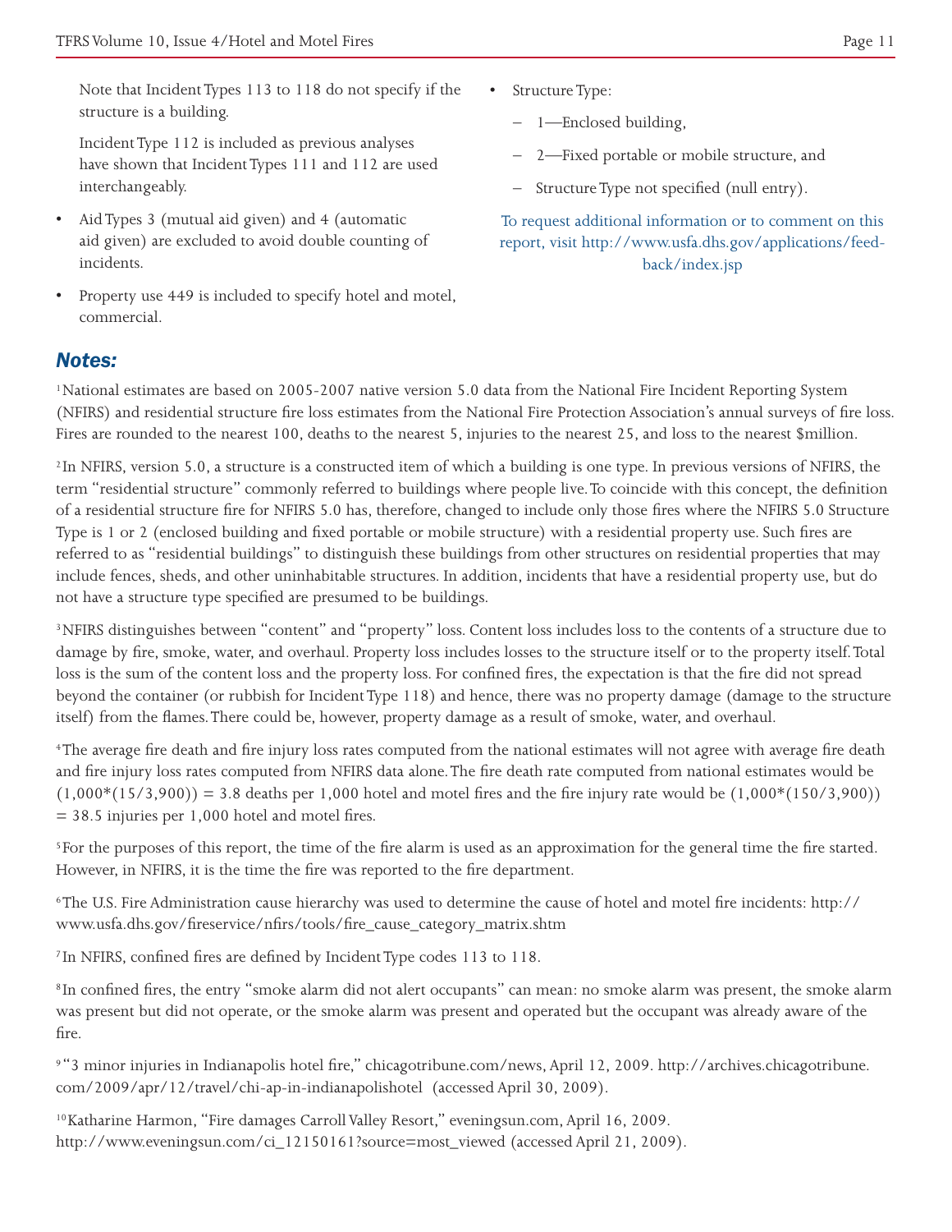Note that Incident Types 113 to 118 do not specify if the structure is a building.

Incident Type 112 is included as previous analyses have shown that Incident Types 111 and 112 are used interchangeably.

- Aid Types 3 (mutual aid given) and 4 (automatic aid given) are excluded to avoid double counting of incidents.
- Property use 449 is included to specify hotel and motel, commercial.
- Structure Type:
  - 1—Enclosed building,
  - 2—Fixed portable or mobile structure, and
  - Structure Type not specified (null entry).

To request additional information or to comment on this report, visit http://www.usfa.dhs.gov/applications/feedback/index.jsp

## Notes:

[1] National estimates are based on 2005-2007 native version 5.0 data from the National Fire Incident Reporting System (NFIRS) and residential structure fire loss estimates from the National Fire Protection Association's annual surveys of fire loss. Fires are rounded to the nearest 100, deaths to the nearest 5, injuries to the nearest 25, and loss to the nearest $million.

[2] In NFIRS, version 5.0, a structure is a constructed item of which a building is one type. In previous versions of NFIRS, the term "residential structure" commonly referred to buildings where people live. To coincide with this concept, the definition of a residential structure fire for NFIRS 5.0 has, therefore, changed to include only those fires where the NFIRS 5.0 Structure Type is 1 or 2 (enclosed building and fixed portable or mobile structure) with a residential property use. Such fires are referred to as "residential buildings" to distinguish these buildings from other structures on residential properties that may include fences, sheds, and other uninhabitable structures. In addition, incidents that have a residential property use, but do not have a structure type specified are presumed to be buildings.

[3] NFIRS distinguishes between "content" and "property" loss. Content loss includes loss to the contents of a structure due to damage by fire, smoke, water, and overhaul. Property loss includes losses to the structure itself or to the property itself. Total loss is the sum of the content loss and the property loss. For confined fires, the expectation is that the fire did not spread beyond the container (or rubbish for Incident Type 118) and hence, there was no property damage (damage to the structure itself) from the flames. There could be, however, property damage as a result of smoke, water, and overhaul.

[4] The average fire death and fire injury loss rates computed from the national estimates will not agree with average fire death and fire injury loss rates computed from NFIRS data alone. The fire death rate computed from national estimates would be $(1{,}000*(15/3{,}900)) = 3.8$ deaths per 1,000 hotel and motel fires and the fire injury rate would be $(1{,}000*(150/3{,}900)) = 38.5$ injuries per 1,000 hotel and motel fires.

[5] For the purposes of this report, the time of the fire alarm is used as an approximation for the general time the fire started. However, in NFIRS, it is the time the fire was reported to the fire department.

[6] The U.S. Fire Administration cause hierarchy was used to determine the cause of hotel and motel fire incidents: http://www.usfa.dhs.gov/fireservice/nfirs/tools/fire_cause_category_matrix.shtm

[7] In NFIRS, confined fires are defined by Incident Type codes 113 to 118.

[8] In confined fires, the entry "smoke alarm did not alert occupants" can mean: no smoke alarm was present, the smoke alarm was present but did not operate, or the smoke alarm was present and operated but the occupant was already aware of the fire.

[9] "3 minor injuries in Indianapolis hotel fire," chicagotribune.com/news, April 12, 2009. http://archives.chicagotribune.com/2009/apr/12/travel/chi-ap-in-indianapolishotel (accessed April 30, 2009).

[10] Katharine Harmon, "Fire damages Carroll Valley Resort," eveningsun.com, April 16, 2009. http://www.eveningsun.com/ci_12150161?source=most_viewed (accessed April 21, 2009).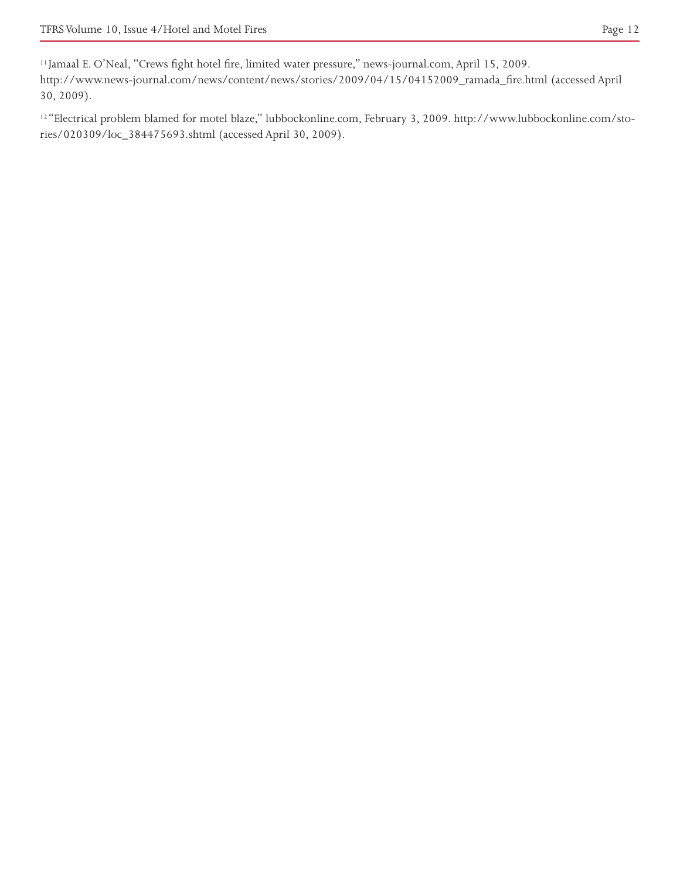[11] Jamaal E. O'Neal, "Crews fight hotel fire, limited water pressure," news-journal.com, April 15, 2009. http://www.news-journal.com/news/content/news/stories/2009/04/15/04152009_ramada_fire.html (accessed April 30, 2009).

[12] "Electrical problem blamed for motel blaze," lubbockonline.com, February 3, 2009. http://www.lubbockonline.com/stories/020309/loc_384475693.shtml (accessed April 30, 2009).